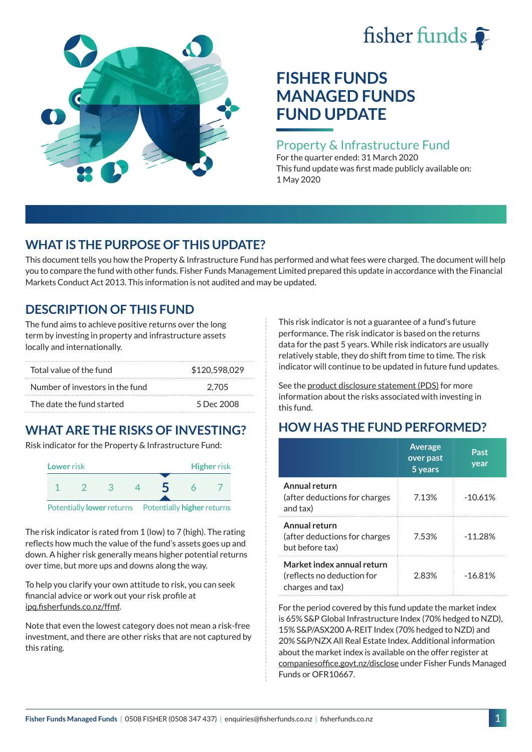fisher funds

# FISHER FUNDS MANAGED FUNDS FUND UPDATE

## Property & Infrastructure Fund

For the quarter ended: 31 March 2020

This fund update was first made publicly available on: 1 May 2020

## WHAT IS THE PURPOSE OF THIS UPDATE?

This document tells you how the Property & Infrastructure Fund has performed and what fees were charged. The document will help you to compare the fund with other funds. Fisher Funds Management Limited prepared this update in accordance with the Financial Markets Conduct Act 2013. This information is not audited and may be updated.

## DESCRIPTION OF THIS FUND

The fund aims to achieve positive returns over the long term by investing in property and infrastructure assets locally and internationally.

| | |
|---|---|
| Total value of the fund | $120,598,029 |
| Number of investors in the fund | 2,705 |
| The date the fund started | 5 Dec 2008 |

## WHAT ARE THE RISKS OF INVESTING?

Risk indicator for the Property & Infrastructure Fund:

Lower risk — Higher risk

1 2 3 4 **5** 6 7

Potentially **lower** returns — Potentially **higher** returns

The risk indicator is rated from 1 (low) to 7 (high). The rating reflects how much the value of the fund's assets goes up and down. A higher risk generally means higher potential returns over time, but more ups and downs along the way.

To help you clarify your own attitude to risk, you can seek financial advice or work out your risk profile at ipq.fisherfunds.co.nz/ffmf.

Note that even the lowest category does not mean a risk-free investment, and there are other risks that are not captured by this rating.

This risk indicator is not a guarantee of a fund's future performance. The risk indicator is based on the returns data for the past 5 years. While risk indicators are usually relatively stable, they do shift from time to time. The risk indicator will continue to be updated in future fund updates.

See the product disclosure statement (PDS) for more information about the risks associated with investing in this fund.

## HOW HAS THE FUND PERFORMED?

| | Average over past 5 years | Past year |
|---|---|---|
| **Annual return** (after deductions for charges and tax) | 7.13% | -10.61% |
| **Annual return** (after deductions for charges but before tax) | 7.53% | -11.28% |
| **Market index annual return** (reflects no deduction for charges and tax) | 2.83% | -16.81% |

For the period covered by this fund update the market index is 65% S&P Global Infrastructure Index (70% hedged to NZD), 15% S&P/ASX200 A-REIT Index (70% hedged to NZD) and 20% S&P/NZX All Real Estate Index. Additional information about the market index is available on the offer register at companiesoffice.govt.nz/disclose under Fisher Funds Managed Funds or OFR10667.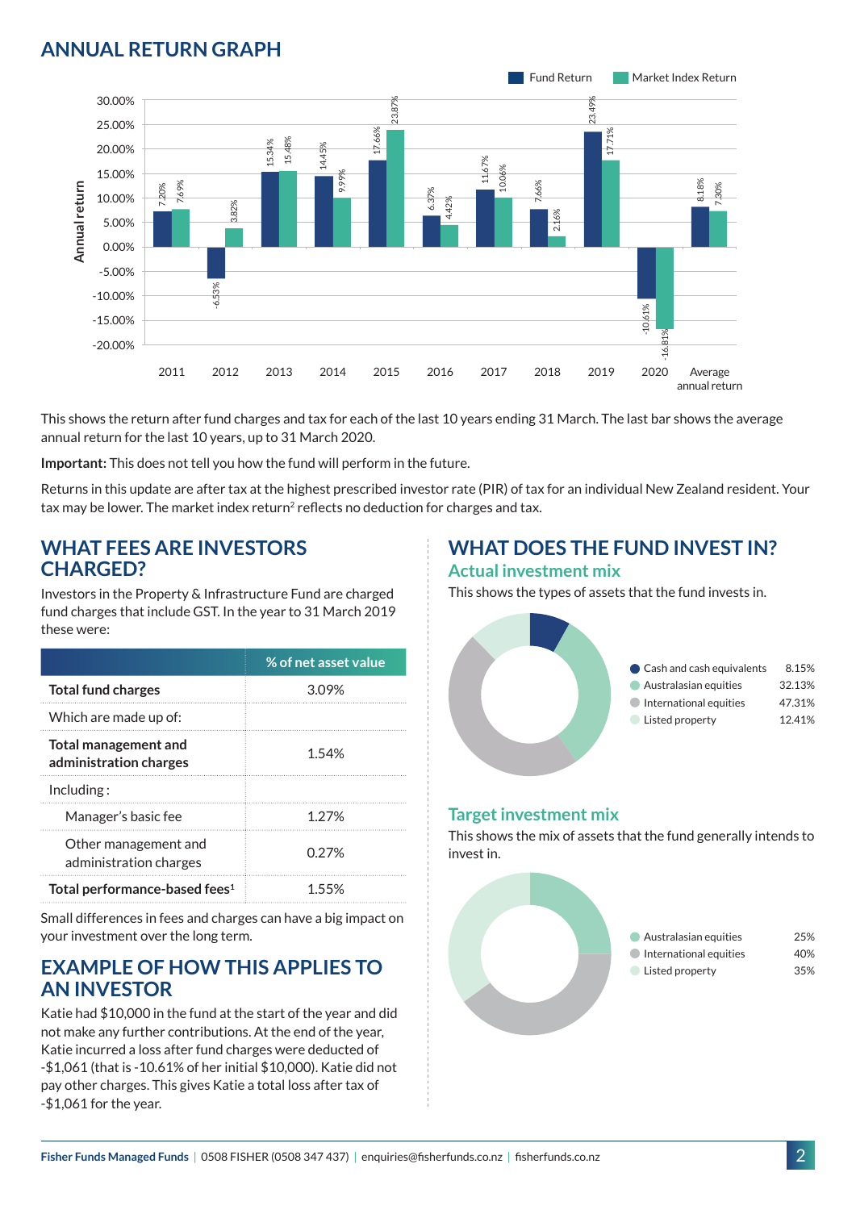## ANNUAL RETURN GRAPH

| Year | Fund Return | Market Index Return |
|---|---|---|
| 2011 | 7.20% | 7.69% |
| 2012 | -6.53% | 3.82% |
| 2013 | 15.34% | 15.48% |
| 2014 | 14.45% | 9.99% |
| 2015 | 17.66% | 23.87% |
| 2016 | 6.37% | 4.42% |
| 2017 | 11.67% | 10.06% |
| 2018 | 7.66% | 2.16% |
| 2019 | 23.49% | 17.71% |
| 2020 | -10.61% | -16.81% |
| Average annual return | 8.18% | 7.30% |

This shows the return after fund charges and tax for each of the last 10 years ending 31 March. The last bar shows the average annual return for the last 10 years, up to 31 March 2020.

**Important:** This does not tell you how the fund will perform in the future.

Returns in this update are after tax at the highest prescribed investor rate (PIR) of tax for an individual New Zealand resident. Your tax may be lower. The market index return[2] reflects no deduction for charges and tax.

## WHAT FEES ARE INVESTORS CHARGED?

Investors in the Property & Infrastructure Fund are charged fund charges that include GST. In the year to 31 March 2019 these were:

| | % of net asset value |
|---|---|
| **Total fund charges** | 3.09% |
| Which are made up of: | |
| **Total management and administration charges** | 1.54% |
| Including : | |
| Manager's basic fee | 1.27% |
| Other management and administration charges | 0.27% |
| **Total performance-based fees[1]** | 1.55% |

Small differences in fees and charges can have a big impact on your investment over the long term.

## EXAMPLE OF HOW THIS APPLIES TO AN INVESTOR

Katie had $10,000 in the fund at the start of the year and did not make any further contributions. At the end of the year, Katie incurred a loss after fund charges were deducted of -$1,061 (that is -10.61% of her initial $10,000). Katie did not pay other charges. This gives Katie a total loss after tax of -$1,061 for the year.

## WHAT DOES THE FUND INVEST IN?

### Actual investment mix

This shows the types of assets that the fund invests in.

| Asset | % |
|---|---|
| Cash and cash equivalents | 8.15% |
| Australasian equities | 32.13% |
| International equities | 47.31% |
| Listed property | 12.41% |

### Target investment mix

This shows the mix of assets that the fund generally intends to invest in.

| Asset | % |
|---|---|
| Australasian equities | 25% |
| International equities | 40% |
| Listed property | 35% |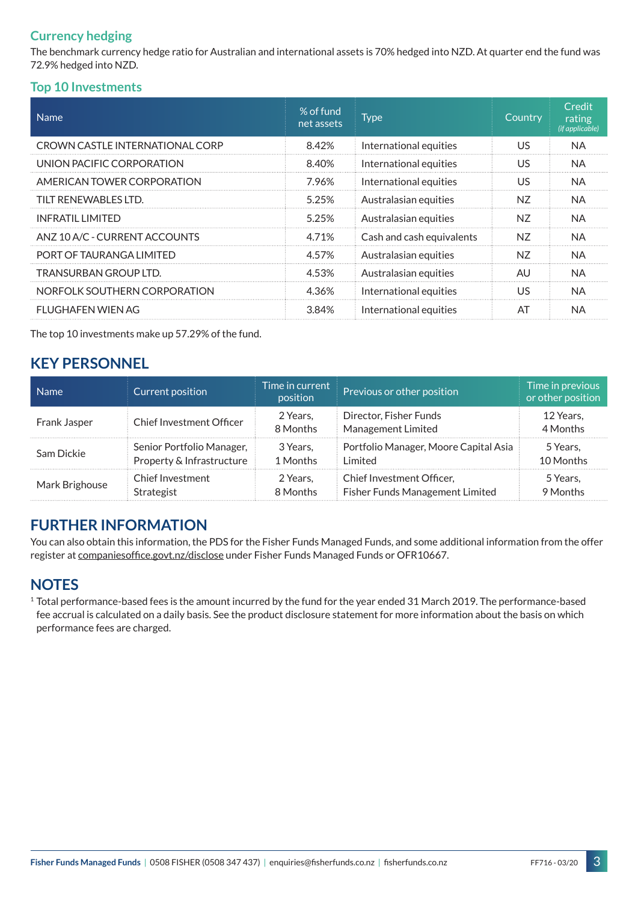## Currency hedging

The benchmark currency hedge ratio for Australian and international assets is 70% hedged into NZD. At quarter end the fund was 72.9% hedged into NZD.

## Top 10 Investments

| Name | % of fund net assets | Type | Country | Credit rating *(if applicable)* |
|---|---|---|---|---|
| CROWN CASTLE INTERNATIONAL CORP | 8.42% | International equities | US | NA |
| UNION PACIFIC CORPORATION | 8.40% | International equities | US | NA |
| AMERICAN TOWER CORPORATION | 7.96% | International equities | US | NA |
| TILT RENEWABLES LTD. | 5.25% | Australasian equities | NZ | NA |
| INFRATIL LIMITED | 5.25% | Australasian equities | NZ | NA |
| ANZ 10 A/C - CURRENT ACCOUNTS | 4.71% | Cash and cash equivalents | NZ | NA |
| PORT OF TAURANGA LIMITED | 4.57% | Australasian equities | NZ | NA |
| TRANSURBAN GROUP LTD. | 4.53% | Australasian equities | AU | NA |
| NORFOLK SOUTHERN CORPORATION | 4.36% | International equities | US | NA |
| FLUGHAFEN WIEN AG | 3.84% | International equities | AT | NA |

The top 10 investments make up 57.29% of the fund.

# KEY PERSONNEL

| Name | Current position | Time in current position | Previous or other position | Time in previous or other position |
|---|---|---|---|---|
| Frank Jasper | Chief Investment Officer | 2 Years, 8 Months | Director, Fisher Funds Management Limited | 12 Years, 4 Months |
| Sam Dickie | Senior Portfolio Manager, Property & Infrastructure | 3 Years, 1 Months | Portfolio Manager, Moore Capital Asia Limited | 5 Years, 10 Months |
| Mark Brighouse | Chief Investment Strategist | 2 Years, 8 Months | Chief Investment Officer, Fisher Funds Management Limited | 5 Years, 9 Months |

# FURTHER INFORMATION

You can also obtain this information, the PDS for the Fisher Funds Managed Funds, and some additional information from the offer register at companiesoffice.govt.nz/disclose under Fisher Funds Managed Funds or OFR10667.

# NOTES

[1] Total performance-based fees is the amount incurred by the fund for the year ended 31 March 2019. The performance-based fee accrual is calculated on a daily basis. See the product disclosure statement for more information about the basis on which performance fees are charged.